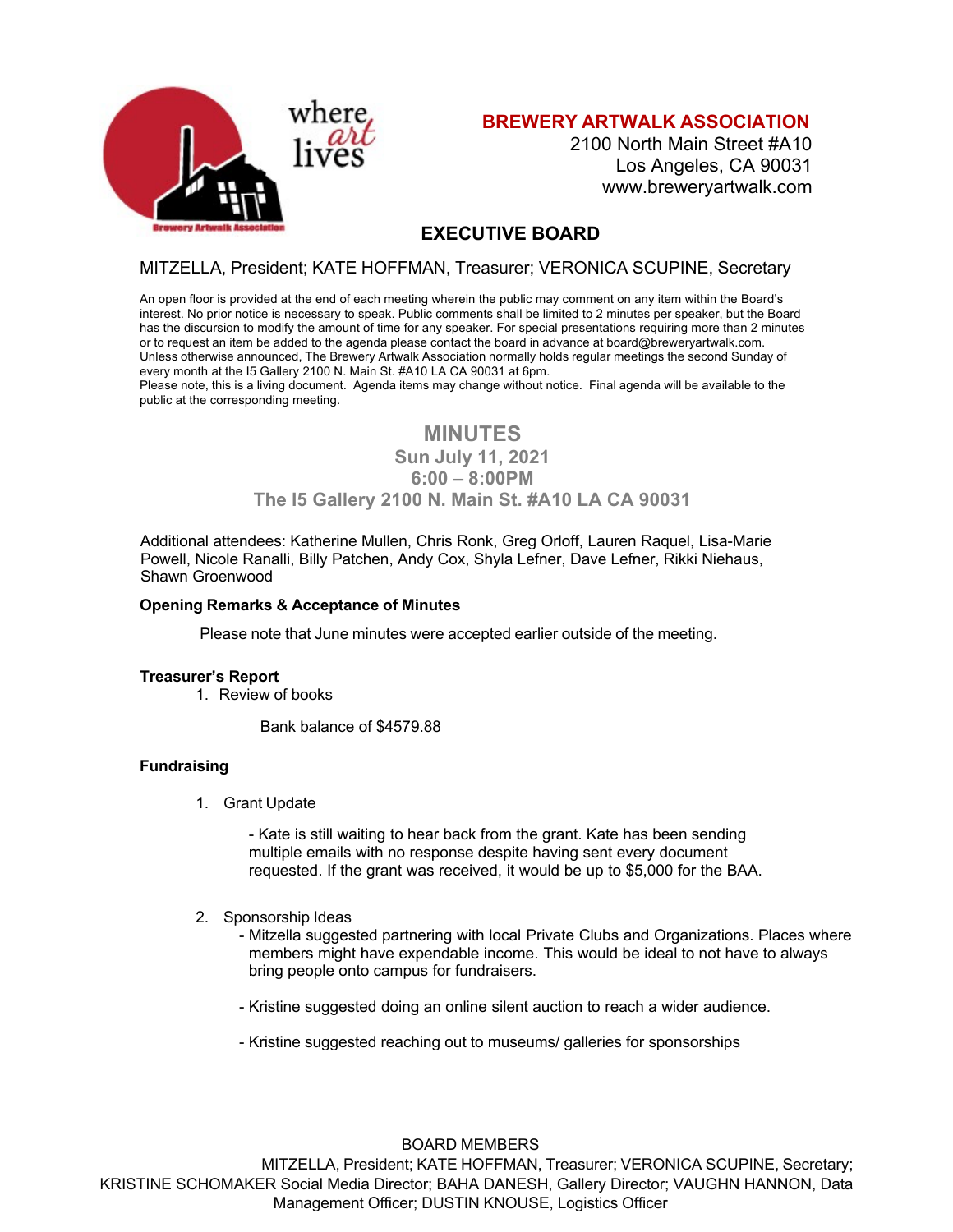where art lives

# BREWERY ARTWALK ASSOCIATION

2100 North Main Street #A10
Los Angeles, CA 90031
www.breweryartwalk.com

## EXECUTIVE BOARD

MITZELLA, President; KATE HOFFMAN, Treasurer; VERONICA SCUPINE, Secretary

An open floor is provided at the end of each meeting wherein the public may comment on any item within the Board's interest. No prior notice is necessary to speak. Public comments shall be limited to 2 minutes per speaker, but the Board has the discursion to modify the amount of time for any speaker. For special presentations requiring more than 2 minutes or to request an item be added to the agenda please contact the board in advance at board@breweryartwalk.com. Unless otherwise announced, The Brewery Artwalk Association normally holds regular meetings the second Sunday of every month at the I5 Gallery 2100 N. Main St. #A10 LA CA 90031 at 6pm.
Please note, this is a living document. Agenda items may change without notice. Final agenda will be available to the public at the corresponding meeting.

## MINUTES

### Sun July 11, 2021
### 6:00 – 8:00PM
### The I5 Gallery 2100 N. Main St. #A10 LA CA 90031

Additional attendees: Katherine Mullen, Chris Ronk, Greg Orloff, Lauren Raquel, Lisa-Marie Powell, Nicole Ranalli, Billy Patchen, Andy Cox, Shyla Lefner, Dave Lefner, Rikki Niehaus, Shawn Groenwood

**Opening Remarks & Acceptance of Minutes**

Please note that June minutes were accepted earlier outside of the meeting.

**Treasurer's Report**

1. Review of books

   Bank balance of $4579.88

**Fundraising**

1. Grant Update

   - Kate is still waiting to hear back from the grant. Kate has been sending multiple emails with no response despite having sent every document requested. If the grant was received, it would be up to $5,000 for the BAA.

2. Sponsorship Ideas

   - Mitzella suggested partnering with local Private Clubs and Organizations. Places where members might have expendable income. This would be ideal to not have to always bring people onto campus for fundraisers.

   - Kristine suggested doing an online silent auction to reach a wider audience.

   - Kristine suggested reaching out to museums/ galleries for sponsorships

BOARD MEMBERS
MITZELLA, President; KATE HOFFMAN, Treasurer; VERONICA SCUPINE, Secretary; KRISTINE SCHOMAKER Social Media Director; BAHA DANESH, Gallery Director; VAUGHN HANNON, Data Management Officer; DUSTIN KNOUSE, Logistics Officer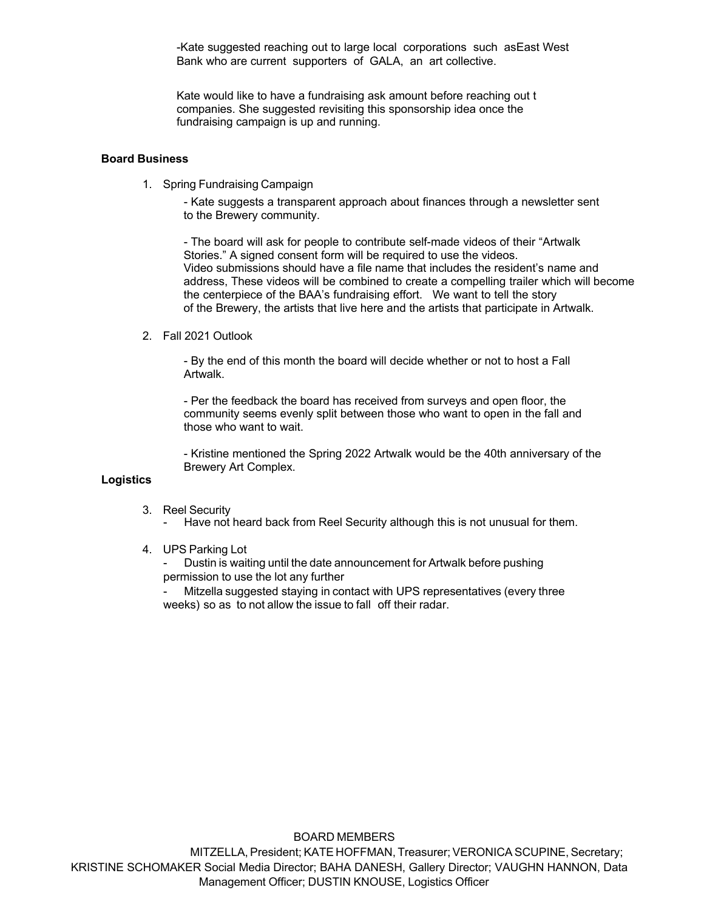-Kate suggested reaching out to large local corporations such asEast West Bank who are current supporters of GALA, an art collective.

Kate would like to have a fundraising ask amount before reaching out t companies. She suggested revisiting this sponsorship idea once the fundraising campaign is up and running.

**Board Business**

1. Spring Fundraising Campaign

   - Kate suggests a transparent approach about finances through a newsletter sent to the Brewery community.

   - The board will ask for people to contribute self-made videos of their "Artwalk Stories." A signed consent form will be required to use the videos. Video submissions should have a file name that includes the resident's name and address, These videos will be combined to create a compelling trailer which will become the centerpiece of the BAA's fundraising effort. We want to tell the story of the Brewery, the artists that live here and the artists that participate in Artwalk.

2. Fall 2021 Outlook

   - By the end of this month the board will decide whether or not to host a Fall Artwalk.

   - Per the feedback the board has received from surveys and open floor, the community seems evenly split between those who want to open in the fall and those who want to wait.

   - Kristine mentioned the Spring 2022 Artwalk would be the 40th anniversary of the Brewery Art Complex.

**Logistics**

3. Reel Security
   - Have not heard back from Reel Security although this is not unusual for them.

4. UPS Parking Lot
   - Dustin is waiting until the date announcement for Artwalk before pushing permission to use the lot any further
   - Mitzella suggested staying in contact with UPS representatives (every three weeks) so as to not allow the issue to fall off their radar.

BOARD MEMBERS

MITZELLA, President; KATE HOFFMAN, Treasurer; VERONICA SCUPINE, Secretary; KRISTINE SCHOMAKER Social Media Director; BAHA DANESH, Gallery Director; VAUGHN HANNON, Data Management Officer; DUSTIN KNOUSE, Logistics Officer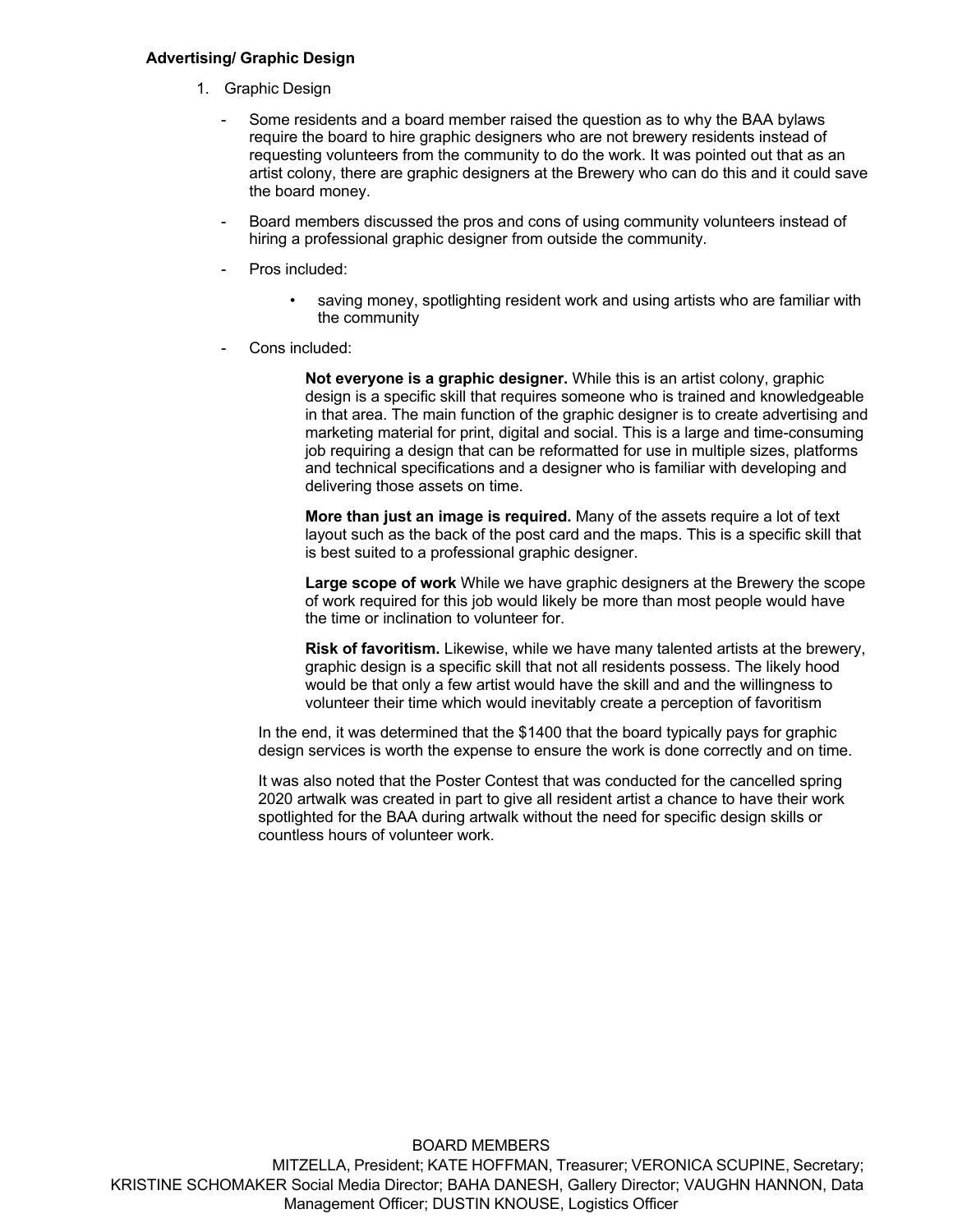**Advertising/ Graphic Design**

1. Graphic Design

    - Some residents and a board member raised the question as to why the BAA bylaws require the board to hire graphic designers who are not brewery residents instead of requesting volunteers from the community to do the work. It was pointed out that as an artist colony, there are graphic designers at the Brewery who can do this and it could save the board money.

    - Board members discussed the pros and cons of using community volunteers instead of hiring a professional graphic designer from outside the community.

    - Pros included:

        - saving money, spotlighting resident work and using artists who are familiar with the community

    - Cons included:

        **Not everyone is a graphic designer.** While this is an artist colony, graphic design is a specific skill that requires someone who is trained and knowledgeable in that area. The main function of the graphic designer is to create advertising and marketing material for print, digital and social. This is a large and time-consuming job requiring a design that can be reformatted for use in multiple sizes, platforms and technical specifications and a designer who is familiar with developing and delivering those assets on time.

        **More than just an image is required.** Many of the assets require a lot of text layout such as the back of the post card and the maps. This is a specific skill that is best suited to a professional graphic designer.

        **Large scope of work** While we have graphic designers at the Brewery the scope of work required for this job would likely be more than most people would have the time or inclination to volunteer for.

        **Risk of favoritism.** Likewise, while we have many talented artists at the brewery, graphic design is a specific skill that not all residents possess. The likely hood would be that only a few artist would have the skill and and the willingness to volunteer their time which would inevitably create a perception of favoritism

    In the end, it was determined that the $1400 that the board typically pays for graphic design services is worth the expense to ensure the work is done correctly and on time.

    It was also noted that the Poster Contest that was conducted for the cancelled spring 2020 artwalk was created in part to give all resident artist a chance to have their work spotlighted for the BAA during artwalk without the need for specific design skills or countless hours of volunteer work.

BOARD MEMBERS
MITZELLA, President; KATE HOFFMAN, Treasurer; VERONICA SCUPINE, Secretary; KRISTINE SCHOMAKER Social Media Director; BAHA DANESH, Gallery Director; VAUGHN HANNON, Data Management Officer; DUSTIN KNOUSE, Logistics Officer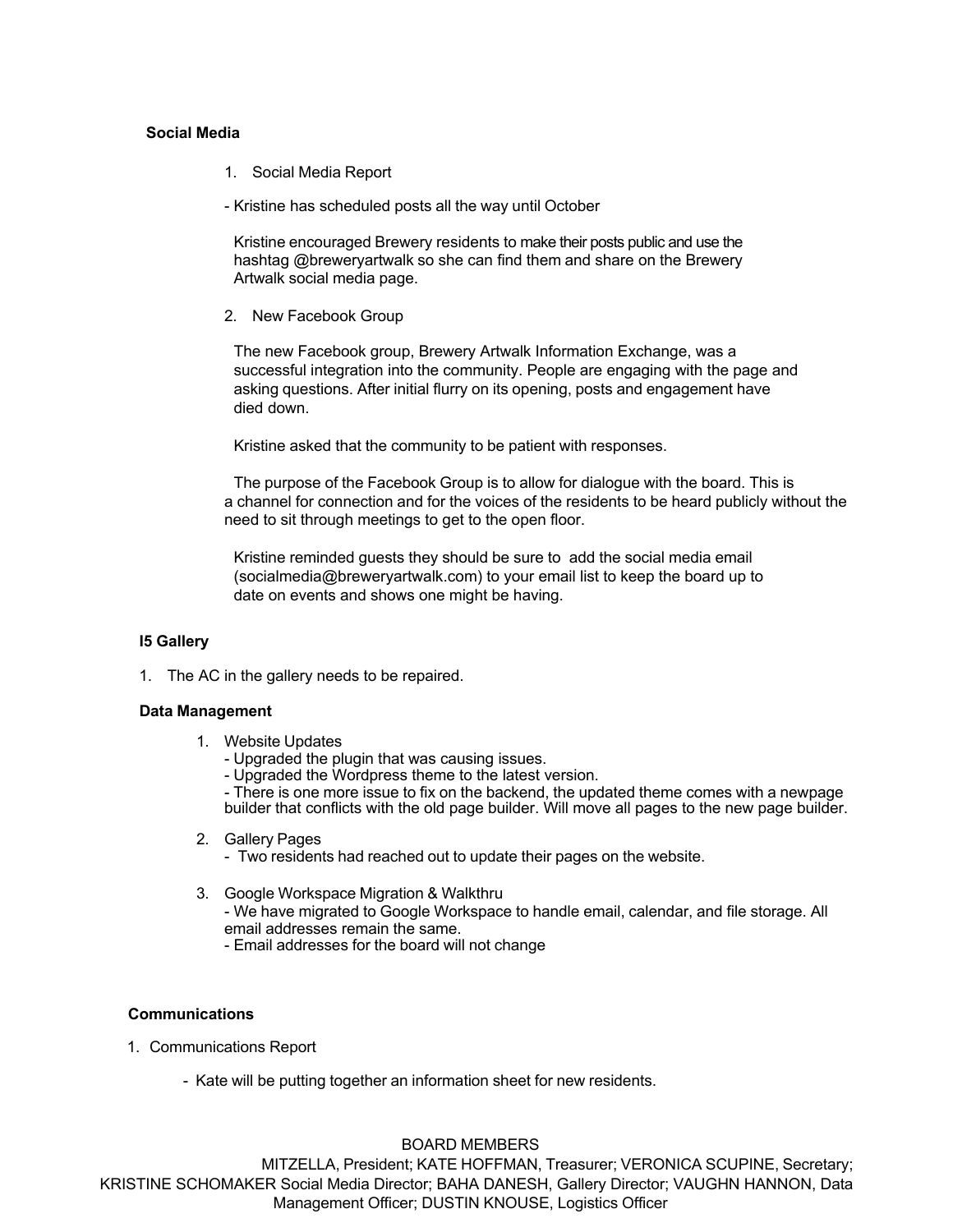**Social Media**

1. Social Media Report

- Kristine has scheduled posts all the way until October

Kristine encouraged Brewery residents to make their posts public and use the hashtag @breweryartwalk so she can find them and share on the Brewery Artwalk social media page.

2. New Facebook Group

The new Facebook group, Brewery Artwalk Information Exchange, was a successful integration into the community. People are engaging with the page and asking questions. After initial flurry on its opening, posts and engagement have died down.

Kristine asked that the community to be patient with responses.

The purpose of the Facebook Group is to allow for dialogue with the board. This is a channel for connection and for the voices of the residents to be heard publicly without the need to sit through meetings to get to the open floor.

Kristine reminded guests they should be sure to add the social media email (socialmedia@breweryartwalk.com) to your email list to keep the board up to date on events and shows one might be having.

**I5 Gallery**

1. The AC in the gallery needs to be repaired.

**Data Management**

1. Website Updates
   - Upgraded the plugin that was causing issues.
   - Upgraded the Wordpress theme to the latest version.
   - There is one more issue to fix on the backend, the updated theme comes with a newpage builder that conflicts with the old page builder. Will move all pages to the new page builder.

2. Gallery Pages
   - Two residents had reached out to update their pages on the website.

3. Google Workspace Migration & Walkthru
   - We have migrated to Google Workspace to handle email, calendar, and file storage. All email addresses remain the same.
   - Email addresses for the board will not change

**Communications**

1. Communications Report

   - Kate will be putting together an information sheet for new residents.

BOARD MEMBERS
MITZELLA, President; KATE HOFFMAN, Treasurer; VERONICA SCUPINE, Secretary; KRISTINE SCHOMAKER Social Media Director; BAHA DANESH, Gallery Director; VAUGHN HANNON, Data Management Officer; DUSTIN KNOUSE, Logistics Officer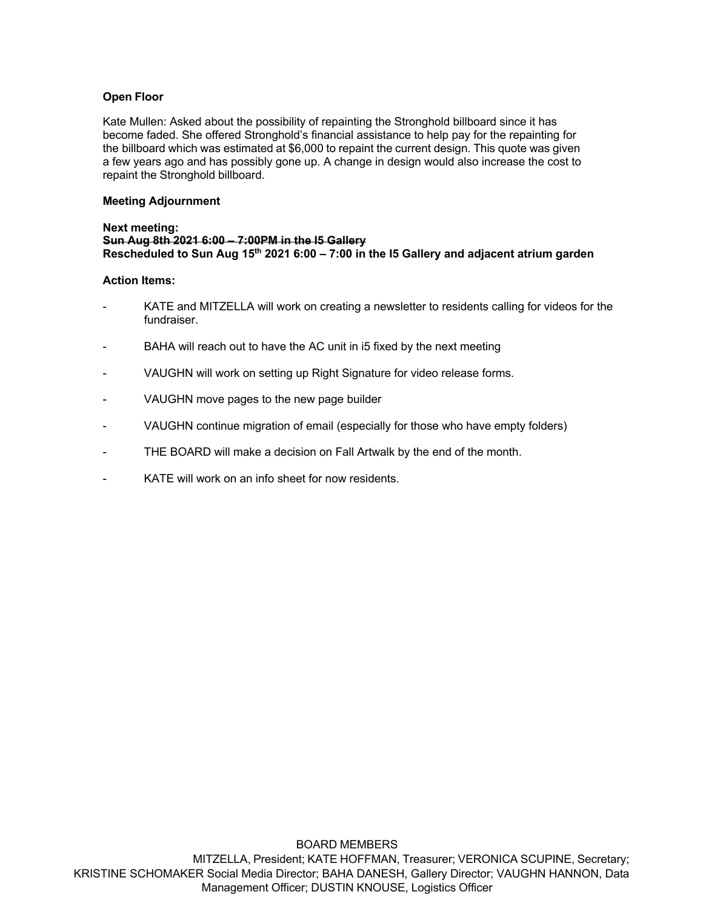**Open Floor**

Kate Mullen: Asked about the possibility of repainting the Stronghold billboard since it has become faded. She offered Stronghold's financial assistance to help pay for the repainting for the billboard which was estimated at $6,000 to repaint the current design. This quote was given a few years ago and has possibly gone up. A change in design would also increase the cost to repaint the Stronghold billboard.

**Meeting Adjournment**

**Next meeting:**
**~~Sun Aug 8th 2021 6:00 – 7:00PM in the I5 Gallery~~**
**Rescheduled to Sun Aug 15th 2021 6:00 – 7:00 in the I5 Gallery and adjacent atrium garden**

**Action Items:**

- KATE and MITZELLA will work on creating a newsletter to residents calling for videos for the fundraiser.
- BAHA will reach out to have the AC unit in i5 fixed by the next meeting
- VAUGHN will work on setting up Right Signature for video release forms.
- VAUGHN move pages to the new page builder
- VAUGHN continue migration of email (especially for those who have empty folders)
- THE BOARD will make a decision on Fall Artwalk by the end of the month.
- KATE will work on an info sheet for now residents.

BOARD MEMBERS
MITZELLA, President; KATE HOFFMAN, Treasurer; VERONICA SCUPINE, Secretary; KRISTINE SCHOMAKER Social Media Director; BAHA DANESH, Gallery Director; VAUGHN HANNON, Data Management Officer; DUSTIN KNOUSE, Logistics Officer